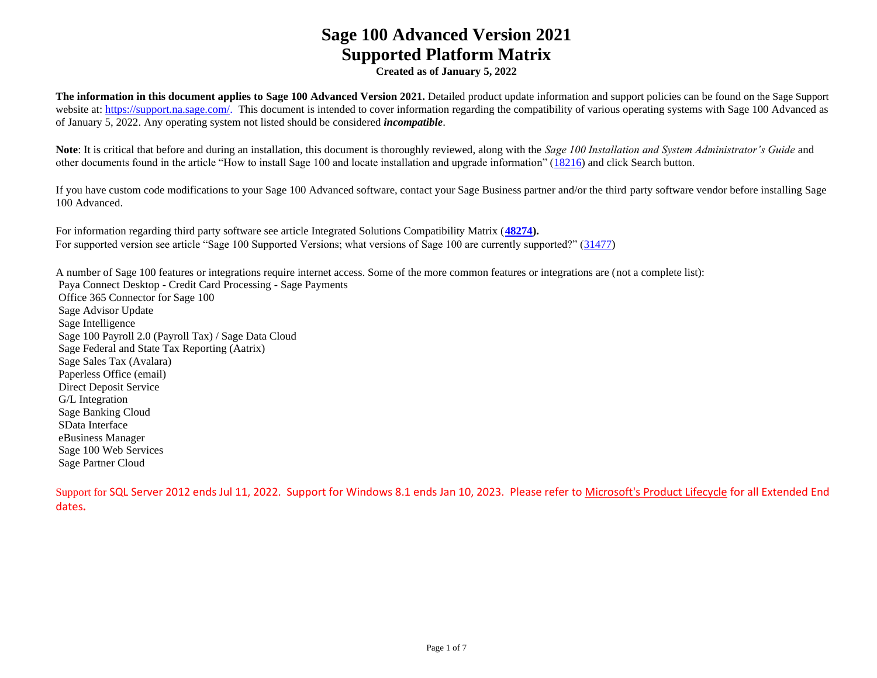# Sage 100 Advanced Version 2021
# Supported Platform Matrix

**Created as of January 5, 2022**

**The information in this document applies to Sage 100 Advanced Version 2021.** Detailed product update information and support policies can be found on the Sage Support website at: https://support.na.sage.com/. This document is intended to cover information regarding the compatibility of various operating systems with Sage 100 Advanced as of January 5, 2022. Any operating system not listed should be considered ***incompatible***.

**Note**: It is critical that before and during an installation, this document is thoroughly reviewed, along with the *Sage 100 Installation and System Administrator's Guide* and other documents found in the article "How to install Sage 100 and locate installation and upgrade information" (18216) and click Search button.

If you have custom code modifications to your Sage 100 Advanced software, contact your Sage Business partner and/or the third party software vendor before installing Sage 100 Advanced.

For information regarding third party software see article Integrated Solutions Compatibility Matrix (**48274**).
For supported version see article "Sage 100 Supported Versions; what versions of Sage 100 are currently supported?" (31477)

A number of Sage 100 features or integrations require internet access. Some of the more common features or integrations are (not a complete list):
- Paya Connect Desktop - Credit Card Processing - Sage Payments
- Office 365 Connector for Sage 100
- Sage Advisor Update
- Sage Intelligence
- Sage 100 Payroll 2.0 (Payroll Tax) / Sage Data Cloud
- Sage Federal and State Tax Reporting (Aatrix)
- Sage Sales Tax (Avalara)
- Paperless Office (email)
- Direct Deposit Service
- G/L Integration
- Sage Banking Cloud
- SData Interface
- eBusiness Manager
- Sage 100 Web Services
- Sage Partner Cloud

Support for SQL Server 2012 ends Jul 11, 2022. Support for Windows 8.1 ends Jan 10, 2023. Please refer to Microsoft's Product Lifecycle for all Extended End dates.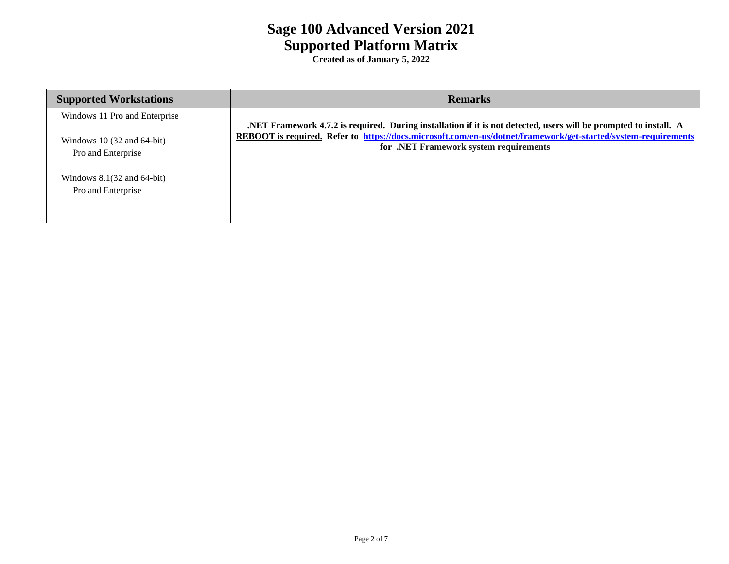# Sage 100 Advanced Version 2021
# Supported Platform Matrix

**Created as of January 5, 2022**

| Supported Workstations | Remarks |
|---|---|
| Windows 11 Pro and Enterprise<br><br>Windows 10 (32 and 64-bit)<br>Pro and Enterprise<br><br>Windows 8.1(32 and 64-bit)<br>Pro and Enterprise | **.NET Framework 4.7.2 is required. During installation if it is not detected, users will be prompted to install. A <u>REBOOT is required.</u> Refer to [https://docs.microsoft.com/en-us/dotnet/framework/get-started/system-requirements](https://docs.microsoft.com/en-us/dotnet/framework/get-started/system-requirements) for .NET Framework system requirements** |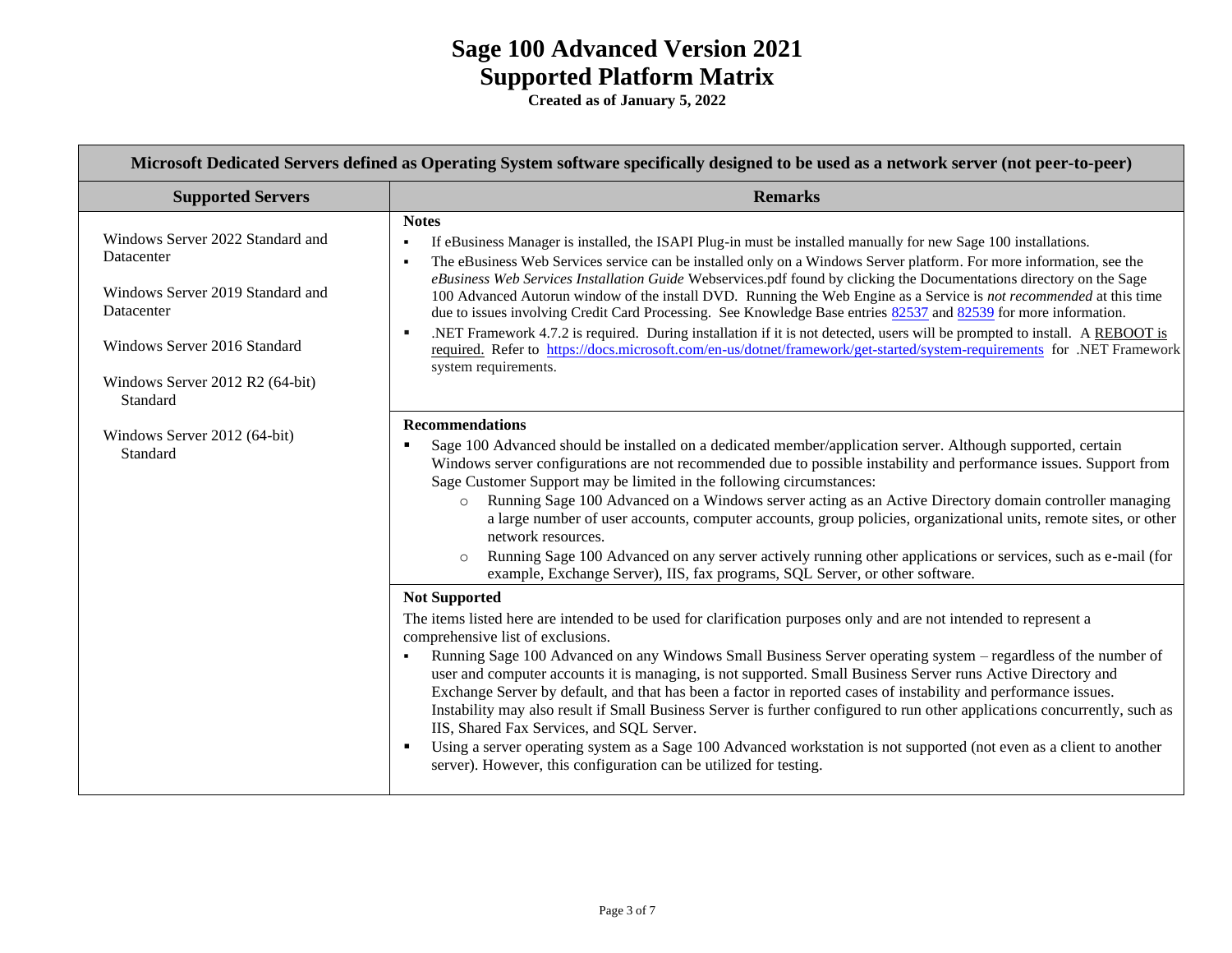# Sage 100 Advanced Version 2021
# Supported Platform Matrix

**Created as of January 5, 2022**

| **Microsoft Dedicated Servers defined as Operating System software specifically designed to be used as a network server (not peer-to-peer)** | |
|---|---|
| **Supported Servers** | **Remarks** |
| Windows Server 2022 Standard and Datacenter<br><br>Windows Server 2019 Standard and Datacenter<br><br>Windows Server 2016 Standard<br><br>Windows Server 2012 R2 (64-bit) Standard<br><br>Windows Server 2012 (64-bit) Standard | **Notes**<br>▪ If eBusiness Manager is installed, the ISAPI Plug-in must be installed manually for new Sage 100 installations.<br>▪ The eBusiness Web Services service can be installed only on a Windows Server platform. For more information, see the *eBusiness Web Services Installation Guide* Webservices.pdf found by clicking the Documentations directory on the Sage 100 Advanced Autorun window of the install DVD. Running the Web Engine as a Service is *not recommended* at this time due to issues involving Credit Card Processing. See Knowledge Base entries 82537 and 82539 for more information.<br>▪ .NET Framework 4.7.2 is required. During installation if it is not detected, users will be prompted to install. A REBOOT is required. Refer to https://docs.microsoft.com/en-us/dotnet/framework/get-started/system-requirements for .NET Framework system requirements. |
| | **Recommendations**<br>▪ Sage 100 Advanced should be installed on a dedicated member/application server. Although supported, certain Windows server configurations are not recommended due to possible instability and performance issues. Support from Sage Customer Support may be limited in the following circumstances:<br>  ○ Running Sage 100 Advanced on a Windows server acting as an Active Directory domain controller managing a large number of user accounts, computer accounts, group policies, organizational units, remote sites, or other network resources.<br>  ○ Running Sage 100 Advanced on any server actively running other applications or services, such as e-mail (for example, Exchange Server), IIS, fax programs, SQL Server, or other software. |
| | **Not Supported**<br>The items listed here are intended to be used for clarification purposes only and are not intended to represent a comprehensive list of exclusions.<br>▪ Running Sage 100 Advanced on any Windows Small Business Server operating system – regardless of the number of user and computer accounts it is managing, is not supported. Small Business Server runs Active Directory and Exchange Server by default, and that has been a factor in reported cases of instability and performance issues. Instability may also result if Small Business Server is further configured to run other applications concurrently, such as IIS, Shared Fax Services, and SQL Server.<br>▪ Using a server operating system as a Sage 100 Advanced workstation is not supported (not even as a client to another server). However, this configuration can be utilized for testing. |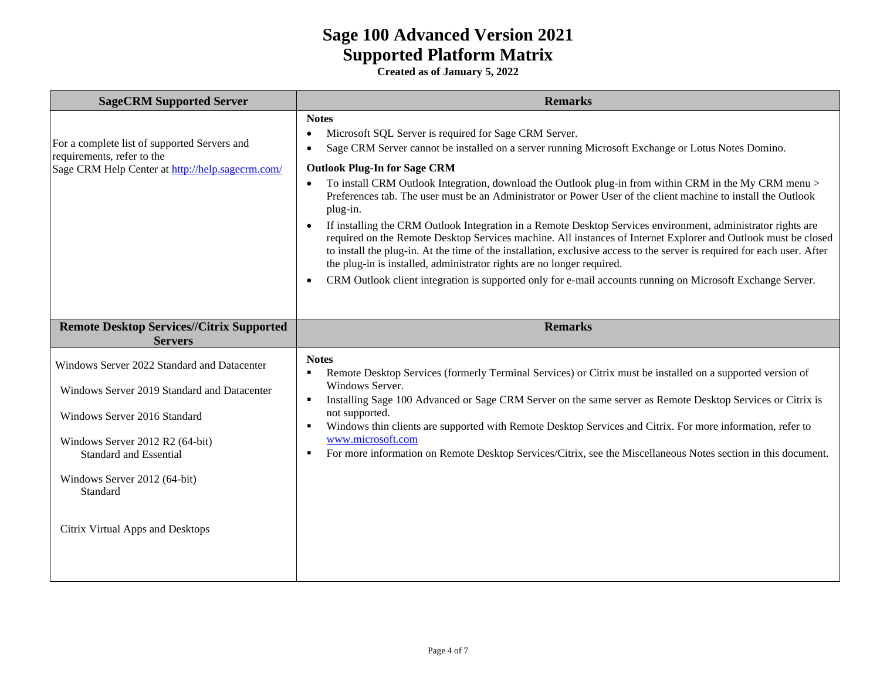# Sage 100 Advanced Version 2021
# Supported Platform Matrix

**Created as of January 5, 2022**

| SageCRM Supported Server | Remarks |
| --- | --- |
| For a complete list of supported Servers and requirements, refer to the Sage CRM Help Center at [http://help.sagecrm.com/](http://help.sagecrm.com/) | **Notes**<br>• Microsoft SQL Server is required for Sage CRM Server.<br>• Sage CRM Server cannot be installed on a server running Microsoft Exchange or Lotus Notes Domino.<br><br>**Outlook Plug-In for Sage CRM**<br>• To install CRM Outlook Integration, download the Outlook plug-in from within CRM in the My CRM menu > Preferences tab. The user must be an Administrator or Power User of the client machine to install the Outlook plug-in.<br>• If installing the CRM Outlook Integration in a Remote Desktop Services environment, administrator rights are required on the Remote Desktop Services machine. All instances of Internet Explorer and Outlook must be closed to install the plug-in. At the time of the installation, exclusive access to the server is required for each user. After the plug-in is installed, administrator rights are no longer required.<br>• CRM Outlook client integration is supported only for e-mail accounts running on Microsoft Exchange Server. |

| Remote Desktop Services//Citrix Supported Servers | Remarks |
| --- | --- |
| Windows Server 2022 Standard and Datacenter<br><br>Windows Server 2019 Standard and Datacenter<br><br>Windows Server 2016 Standard<br><br>Windows Server 2012 R2 (64-bit) Standard and Essential<br><br>Windows Server 2012 (64-bit) Standard<br><br>Citrix Virtual Apps and Desktops | **Notes**<br>▪ Remote Desktop Services (formerly Terminal Services) or Citrix must be installed on a supported version of Windows Server.<br>▪ Installing Sage 100 Advanced or Sage CRM Server on the same server as Remote Desktop Services or Citrix is not supported.<br>▪ Windows thin clients are supported with Remote Desktop Services and Citrix. For more information, refer to [www.microsoft.com](www.microsoft.com)<br>▪ For more information on Remote Desktop Services/Citrix, see the Miscellaneous Notes section in this document. |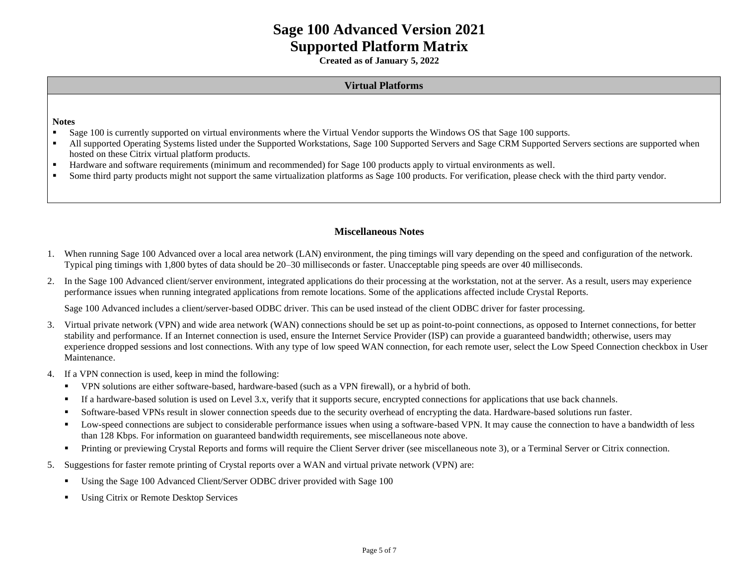# Sage 100 Advanced Version 2021
# Supported Platform Matrix

**Created as of January 5, 2022**

## Virtual Platforms

**Notes**

- Sage 100 is currently supported on virtual environments where the Virtual Vendor supports the Windows OS that Sage 100 supports.
- All supported Operating Systems listed under the Supported Workstations, Sage 100 Supported Servers and Sage CRM Supported Servers sections are supported when hosted on these Citrix virtual platform products.
- Hardware and software requirements (minimum and recommended) for Sage 100 products apply to virtual environments as well.
- Some third party products might not support the same virtualization platforms as Sage 100 products. For verification, please check with the third party vendor.

## Miscellaneous Notes

1. When running Sage 100 Advanced over a local area network (LAN) environment, the ping timings will vary depending on the speed and configuration of the network. Typical ping timings with 1,800 bytes of data should be 20–30 milliseconds or faster. Unacceptable ping speeds are over 40 milliseconds.
2. In the Sage 100 Advanced client/server environment, integrated applications do their processing at the workstation, not at the server. As a result, users may experience performance issues when running integrated applications from remote locations. Some of the applications affected include Crystal Reports.

   Sage 100 Advanced includes a client/server-based ODBC driver. This can be used instead of the client ODBC driver for faster processing.
3. Virtual private network (VPN) and wide area network (WAN) connections should be set up as point-to-point connections, as opposed to Internet connections, for better stability and performance. If an Internet connection is used, ensure the Internet Service Provider (ISP) can provide a guaranteed bandwidth; otherwise, users may experience dropped sessions and lost connections. With any type of low speed WAN connection, for each remote user, select the Low Speed Connection checkbox in User Maintenance.
4. If a VPN connection is used, keep in mind the following:
   - VPN solutions are either software-based, hardware-based (such as a VPN firewall), or a hybrid of both.
   - If a hardware-based solution is used on Level 3.x, verify that it supports secure, encrypted connections for applications that use back channels.
   - Software-based VPNs result in slower connection speeds due to the security overhead of encrypting the data. Hardware-based solutions run faster.
   - Low-speed connections are subject to considerable performance issues when using a software-based VPN. It may cause the connection to have a bandwidth of less than 128 Kbps. For information on guaranteed bandwidth requirements, see miscellaneous note above.
   - Printing or previewing Crystal Reports and forms will require the Client Server driver (see miscellaneous note 3), or a Terminal Server or Citrix connection.
5. Suggestions for faster remote printing of Crystal reports over a WAN and virtual private network (VPN) are:
   - Using the Sage 100 Advanced Client/Server ODBC driver provided with Sage 100
   - Using Citrix or Remote Desktop Services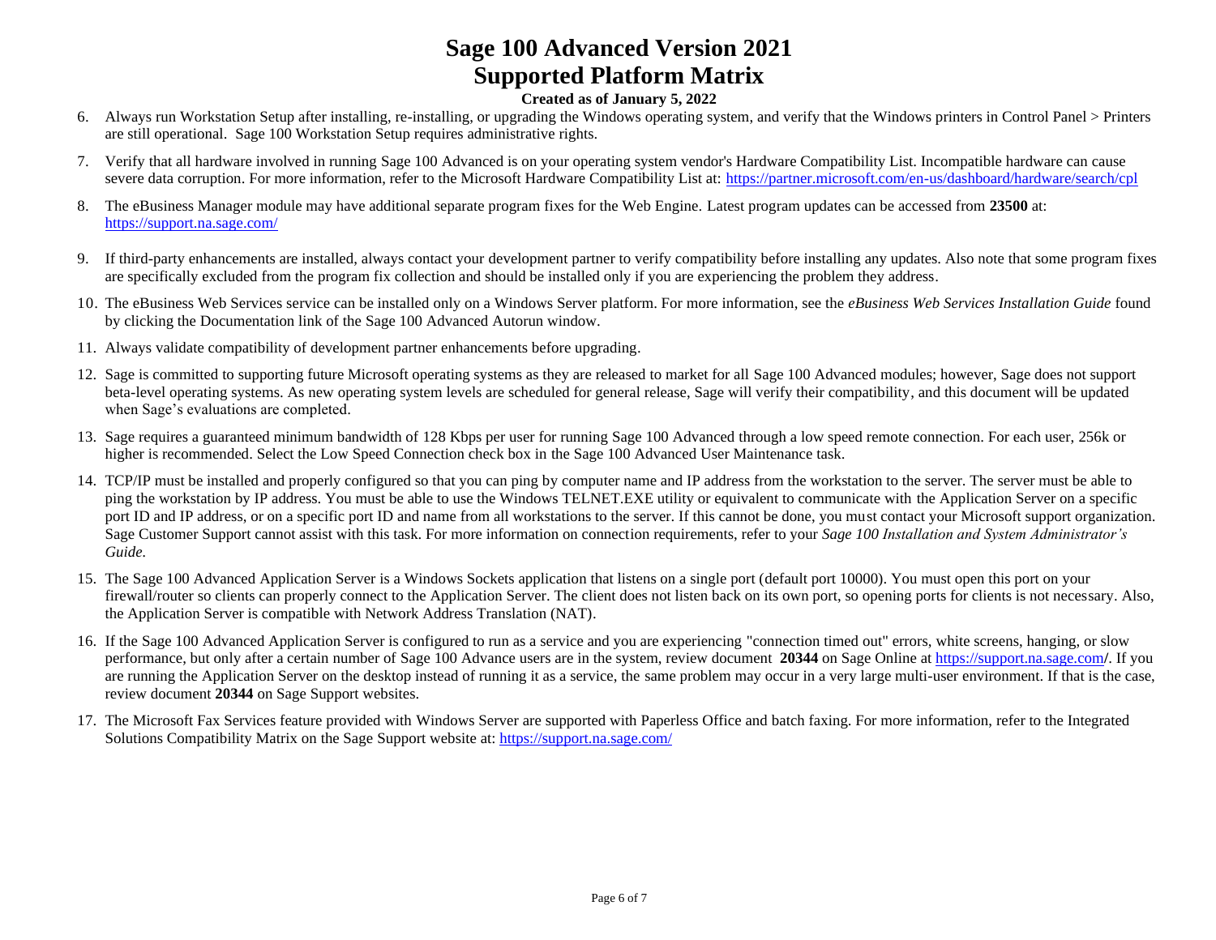6. Always run Workstation Setup after installing, re-installing, or upgrading the Windows operating system, and verify that the Windows printers in Control Panel > Printers are still operational. Sage 100 Workstation Setup requires administrative rights.

7. Verify that all hardware involved in running Sage 100 Advanced is on your operating system vendor's Hardware Compatibility List. Incompatible hardware can cause severe data corruption. For more information, refer to the Microsoft Hardware Compatibility List at: https://partner.microsoft.com/en-us/dashboard/hardware/search/cpl

8. The eBusiness Manager module may have additional separate program fixes for the Web Engine. Latest program updates can be accessed from **23500** at: https://support.na.sage.com/

9. If third-party enhancements are installed, always contact your development partner to verify compatibility before installing any updates. Also note that some program fixes are specifically excluded from the program fix collection and should be installed only if you are experiencing the problem they address.

10. The eBusiness Web Services service can be installed only on a Windows Server platform. For more information, see the *eBusiness Web Services Installation Guide* found by clicking the Documentation link of the Sage 100 Advanced Autorun window.

11. Always validate compatibility of development partner enhancements before upgrading.

12. Sage is committed to supporting future Microsoft operating systems as they are released to market for all Sage 100 Advanced modules; however, Sage does not support beta-level operating systems. As new operating system levels are scheduled for general release, Sage will verify their compatibility, and this document will be updated when Sage's evaluations are completed.

13. Sage requires a guaranteed minimum bandwidth of 128 Kbps per user for running Sage 100 Advanced through a low speed remote connection. For each user, 256k or higher is recommended. Select the Low Speed Connection check box in the Sage 100 Advanced User Maintenance task.

14. TCP/IP must be installed and properly configured so that you can ping by computer name and IP address from the workstation to the server. The server must be able to ping the workstation by IP address. You must be able to use the Windows TELNET.EXE utility or equivalent to communicate with the Application Server on a specific port ID and IP address, or on a specific port ID and name from all workstations to the server. If this cannot be done, you must contact your Microsoft support organization. Sage Customer Support cannot assist with this task. For more information on connection requirements, refer to your *Sage 100 Installation and System Administrator's Guide.*

15. The Sage 100 Advanced Application Server is a Windows Sockets application that listens on a single port (default port 10000). You must open this port on your firewall/router so clients can properly connect to the Application Server. The client does not listen back on its own port, so opening ports for clients is not necessary. Also, the Application Server is compatible with Network Address Translation (NAT).

16. If the Sage 100 Advanced Application Server is configured to run as a service and you are experiencing "connection timed out" errors, white screens, hanging, or slow performance, but only after a certain number of Sage 100 Advance users are in the system, review document **20344** on Sage Online at https://support.na.sage.com/. If you are running the Application Server on the desktop instead of running it as a service, the same problem may occur in a very large multi-user environment. If that is the case, review document **20344** on Sage Support websites.

17. The Microsoft Fax Services feature provided with Windows Server are supported with Paperless Office and batch faxing. For more information, refer to the Integrated Solutions Compatibility Matrix on the Sage Support website at: https://support.na.sage.com/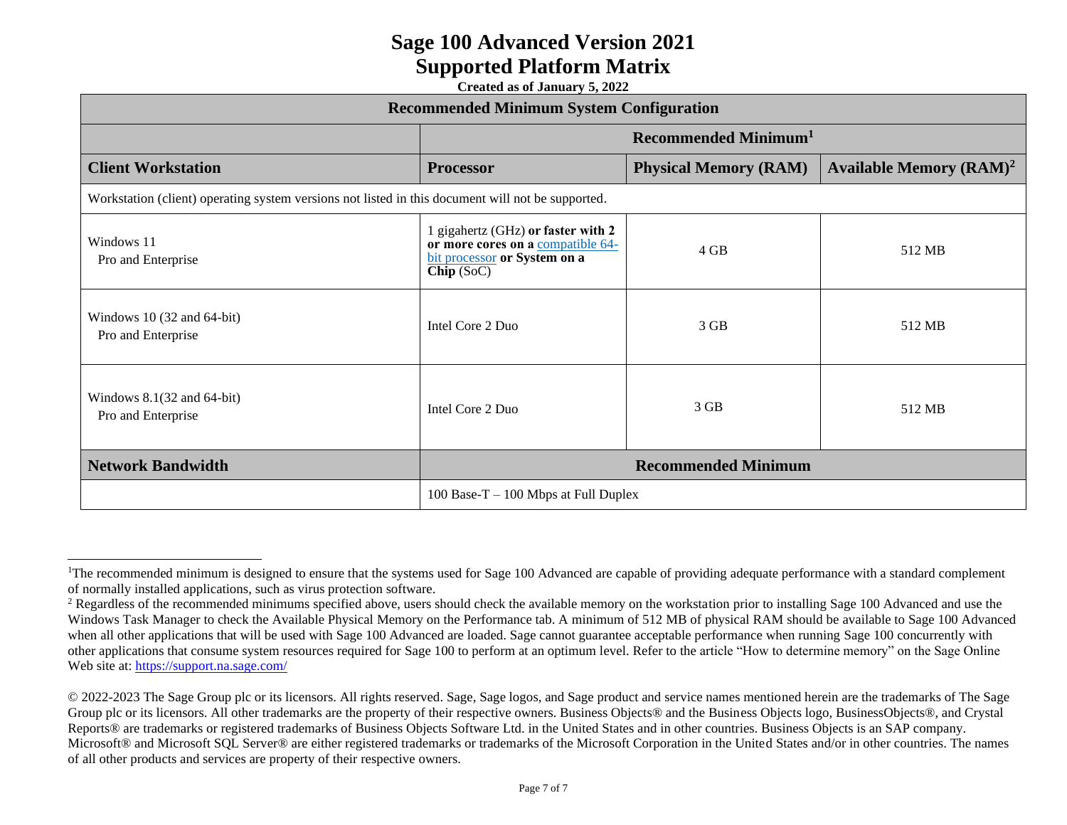# Sage 100 Advanced Version 2021
# Supported Platform Matrix

**Created as of January 5, 2022**

| Recommended Minimum System Configuration | | | |
|---|---|---|---|
| | Recommended Minimum[1] | | |
| **Client Workstation** | **Processor** | **Physical Memory (RAM)** | **Available Memory (RAM)[2]** |
| Workstation (client) operating system versions not listed in this document will not be supported. | | | |
| Windows 11<br>Pro and Enterprise | 1 gigahertz (GHz) **or faster with 2 or more cores on a** compatible 64-bit processor **or System on a Chip** (SoC) | 4 GB | 512 MB |
| Windows 10 (32 and 64-bit)<br>Pro and Enterprise | Intel Core 2 Duo | 3 GB | 512 MB |
| Windows 8.1(32 and 64-bit)<br>Pro and Enterprise | Intel Core 2 Duo | 3 GB | 512 MB |
| **Network Bandwidth** | **Recommended Minimum** | | |
| | 100 Base-T – 100 Mbps at Full Duplex | | |

---

[1]The recommended minimum is designed to ensure that the systems used for Sage 100 Advanced are capable of providing adequate performance with a standard complement of normally installed applications, such as virus protection software.

[2] Regardless of the recommended minimums specified above, users should check the available memory on the workstation prior to installing Sage 100 Advanced and use the Windows Task Manager to check the Available Physical Memory on the Performance tab. A minimum of 512 MB of physical RAM should be available to Sage 100 Advanced when all other applications that will be used with Sage 100 Advanced are loaded. Sage cannot guarantee acceptable performance when running Sage 100 concurrently with other applications that consume system resources required for Sage 100 to perform at an optimum level. Refer to the article "How to determine memory" on the Sage Online Web site at: https://support.na.sage.com/

© 2022-2023 The Sage Group plc or its licensors. All rights reserved. Sage, Sage logos, and Sage product and service names mentioned herein are the trademarks of The Sage Group plc or its licensors. All other trademarks are the property of their respective owners. Business Objects® and the Business Objects logo, BusinessObjects®, and Crystal Reports® are trademarks or registered trademarks of Business Objects Software Ltd. in the United States and in other countries. Business Objects is an SAP company. Microsoft® and Microsoft SQL Server® are either registered trademarks or trademarks of the Microsoft Corporation in the United States and/or in other countries. The names of all other products and services are property of their respective owners.